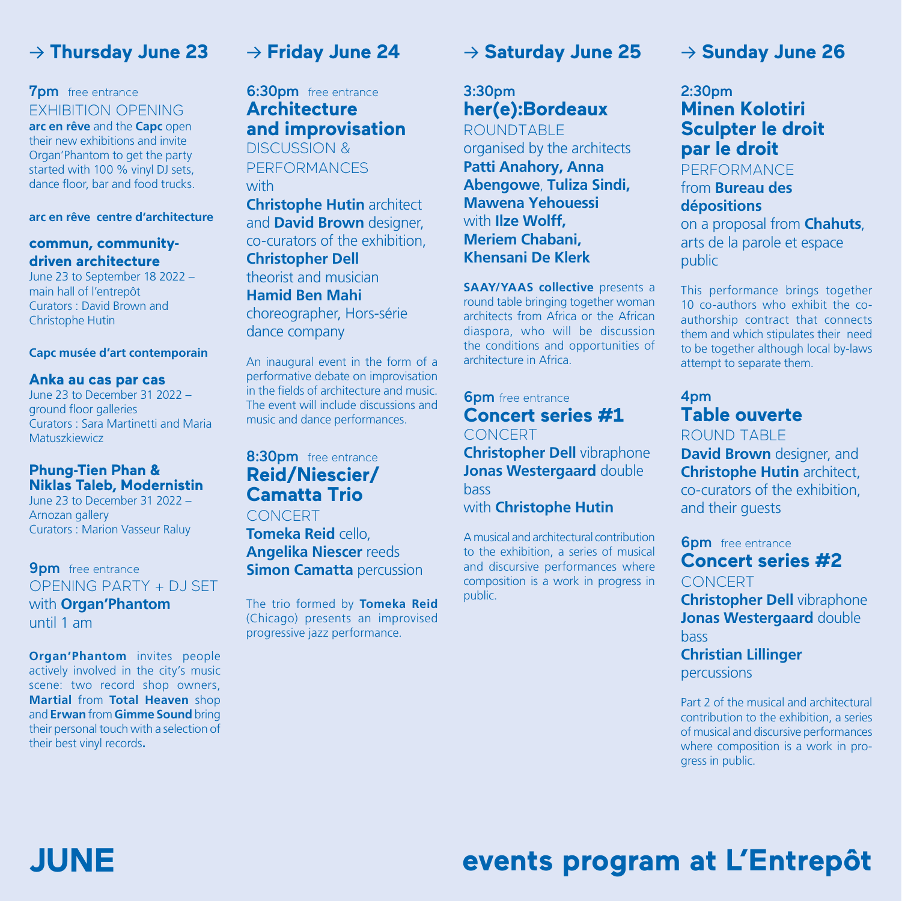# JUNE events program at L'Entrepôt

## → Thursday June 23

**7pm** free entrance

EXHIBITION OPENING

**arc en rêve** and the **Capc** open their new exhibitions and invite Organ'Phantom to get the party started with 100 % vinyl DJ sets, dance floor, bar and food trucks.

**arc en rêve centre d'architecture**

**commun, community-driven architecture**
June 23 to September 18 2022 – main hall of l'entrepôt
Curators : David Brown and Christophe Hutin

**Capc musée d'art contemporain**

**Anka au cas par cas**
June 23 to December 31 2022 – ground floor galleries
Curators : Sara Martinetti and Maria Matuszkiewicz

**Phung-Tien Phan & Niklas Taleb, Modernistin**
June 23 to December 31 2022 – Arnozan gallery
Curators : Marion Vasseur Raluy

**9pm** free entrance

OPENING PARTY + DJ SET
with **Organ'Phantom**
until 1 am

**Organ'Phantom** invites people actively involved in the city's music scene: two record shop owners, **Martial** from **Total Heaven** shop and **Erwan** from **Gimme Sound** bring their personal touch with a selection of their best vinyl records.

## → Friday June 24

**6:30pm** free entrance

### Architecture and improvisation

DISCUSSION & PERFORMANCES
with
**Christophe Hutin** architect and **David Brown** designer, co-curators of the exhibition,
**Christopher Dell** theorist and musician
**Hamid Ben Mahi** choreographer, Hors-série dance company

An inaugural event in the form of a performative debate on improvisation in the fields of architecture and music. The event will include discussions and music and dance performances.

**8:30pm** free entrance

### Reid/Niescier/ Camatta Trio

CONCERT
**Tomeka Reid** cello,
**Angelika Niescer** reeds
**Simon Camatta** percussion

The trio formed by **Tomeka Reid** (Chicago) presents an improvised progressive jazz performance.

## → Saturday June 25

**3:30pm**

### her(e):Bordeaux

ROUNDTABLE
organised by the architects
**Patti Anahory, Anna Abengowe**, **Tuliza Sindi, Mawena Yehouessi**
with **Ilze Wolff, Meriem Chabani, Khensani De Klerk**

**SAAY/YAAS collective** presents a round table bringing together woman architects from Africa or the African diaspora, who will be discussion the conditions and opportunities of architecture in Africa.

**6pm** free entrance

### Concert series #1

CONCERT
**Christopher Dell** vibraphone
**Jonas Westergaard** double bass
with **Christophe Hutin**

A musical and architectural contribution to the exhibition, a series of musical and discursive performances where composition is a work in progress in public.

## → Sunday June 26

**2:30pm**

### Minen Kolotiri Sculpter le droit par le droit

PERFORMANCE
from **Bureau des dépositions**
on a proposal from **Chahuts**, arts de la parole et espace public

This performance brings together 10 co-authors who exhibit the co-authorship contract that connects them and which stipulates their need to be together although local by-laws attempt to separate them.

**4pm**

### Table ouverte

ROUND TABLE
**David Brown** designer, and **Christophe Hutin** architect, co-curators of the exhibition, and their guests

**6pm** free entrance

### Concert series #2

CONCERT
**Christopher Dell** vibraphone
**Jonas Westergaard** double bass
**Christian Lillinger** percussions

Part 2 of the musical and architectural contribution to the exhibition, a series of musical and discursive performances where composition is a work in progress in public.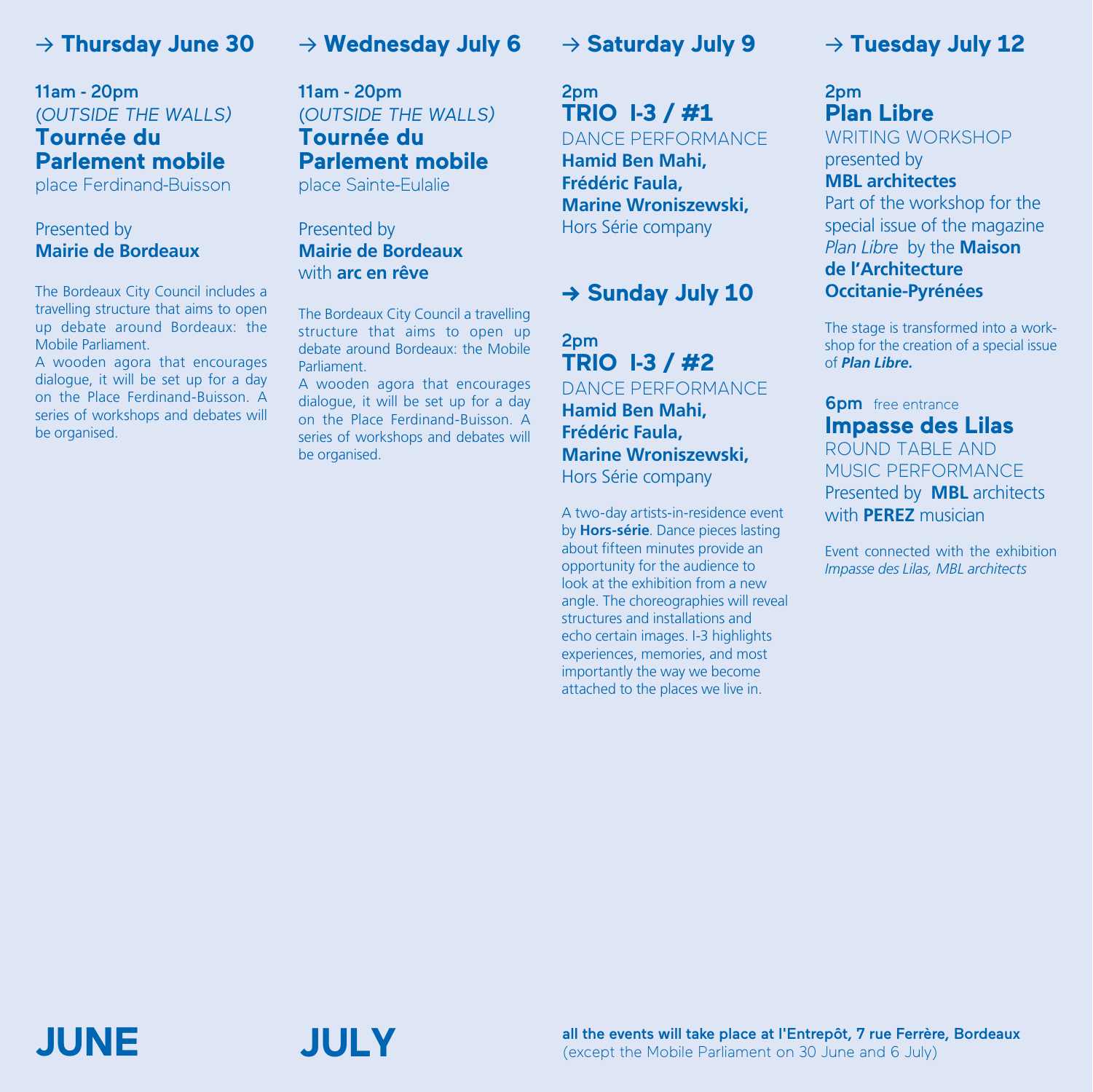## → Thursday June 30

**11am - 20pm**
*(OUTSIDE THE WALLS)*
**Tournée du Parlement mobile**
place Ferdinand-Buisson

Presented by
**Mairie de Bordeaux**

The Bordeaux City Council includes a travelling structure that aims to open up debate around Bordeaux: the Mobile Parliament.
A wooden agora that encourages dialogue, it will be set up for a day on the Place Ferdinand-Buisson. A series of workshops and debates will be organised.

## → Wednesday July 6

**11am - 20pm**
*(OUTSIDE THE WALLS)*
**Tournée du Parlement mobile**
place Sainte-Eulalie

Presented by
**Mairie de Bordeaux**
with **arc en rêve**

The Bordeaux City Council a travelling structure that aims to open up debate around Bordeaux: the Mobile Parliament.
A wooden agora that encourages dialogue, it will be set up for a day on the Place Ferdinand-Buisson. A series of workshops and debates will be organised.

## → Saturday July 9

**2pm**
**TRIO I-3 / #1**
DANCE PERFORMANCE
**Hamid Ben Mahi,**
**Frédéric Faula,**
**Marine Wroniszewski,**
Hors Série company

## → Sunday July 10

**2pm**
**TRIO I-3 / #2**
DANCE PERFORMANCE
**Hamid Ben Mahi,**
**Frédéric Faula,**
**Marine Wroniszewski,**
Hors Série company

A two-day artists-in-residence event by **Hors-série**. Dance pieces lasting about fifteen minutes provide an opportunity for the audience to look at the exhibition from a new angle. The choreographies will reveal structures and installations and echo certain images. I-3 highlights experiences, memories, and most importantly the way we become attached to the places we live in.

## → Tuesday July 12

**2pm**
**Plan Libre**
WRITING WORKSHOP
presented by
**MBL architectes**
Part of the workshop for the special issue of the magazine *Plan Libre* by the **Maison de l'Architecture Occitanie-Pyrénées**

The stage is transformed into a workshop for the creation of a special issue of ***Plan Libre.***

**6pm** free entrance
**Impasse des Lilas**
ROUND TABLE AND MUSIC PERFORMANCE
Presented by **MBL** architects with **PEREZ** musician

Event connected with the exhibition *Impasse des Lilas, MBL architects*

# JUNE

# JULY

**all the events will take place at l'Entrepôt, 7 rue Ferrère, Bordeaux**
(except the Mobile Parliament on 30 June and 6 July)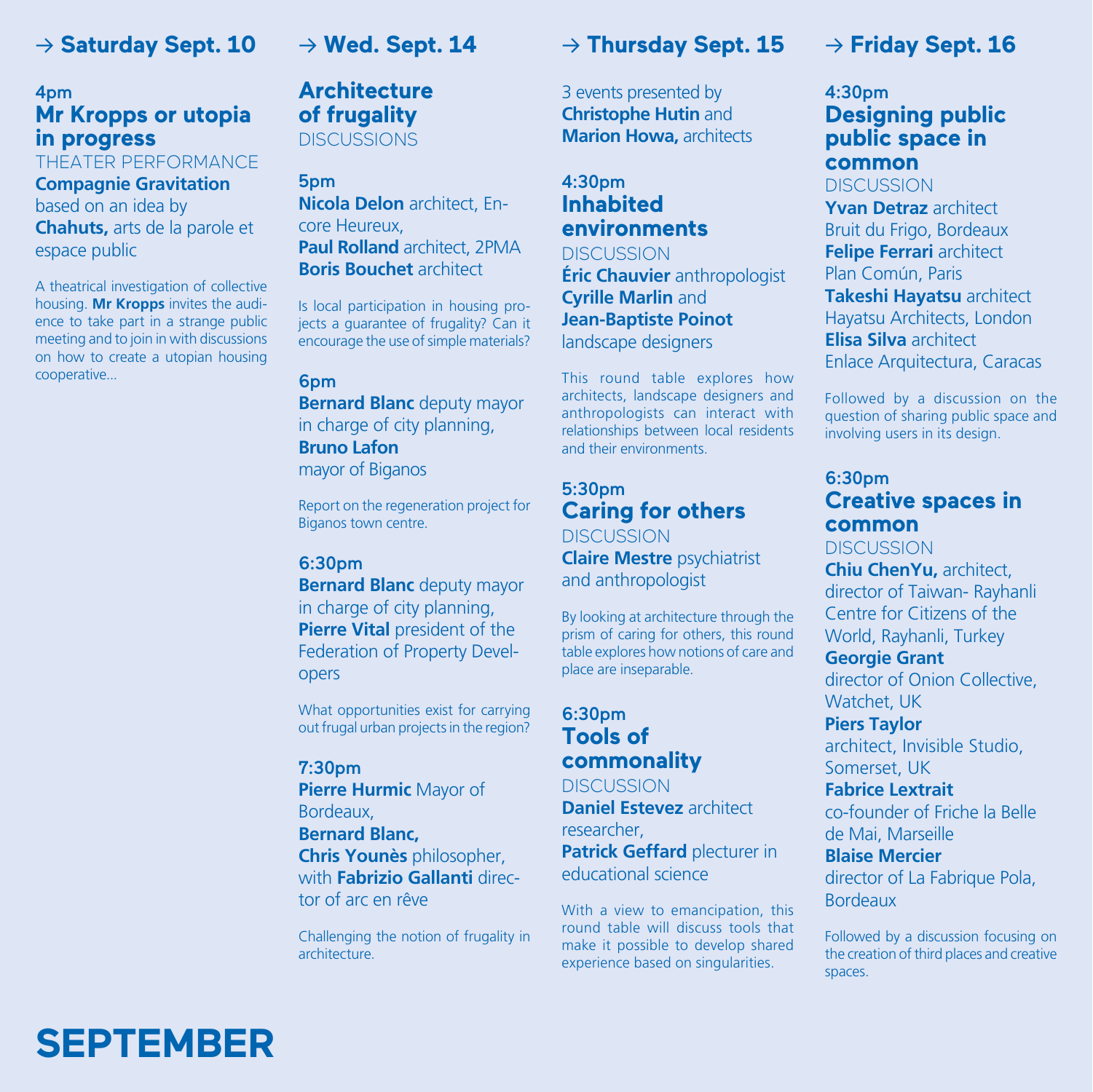## → Saturday Sept. 10

**4pm**

### Mr Kropps or utopia in progress

THEATER PERFORMANCE

**Compagnie Gravitation** based on an idea by **Chahuts,** arts de la parole et espace public

A theatrical investigation of collective housing. **Mr Kropps** invites the audience to take part in a strange public meeting and to join in with discussions on how to create a utopian housing cooperative...

## → Wed. Sept. 14

### Architecture of frugality

DISCUSSIONS

**5pm**

**Nicola Delon** architect, Encore Heureux,
**Paul Rolland** architect, 2PMA
**Boris Bouchet** architect

Is local participation in housing projects a guarantee of frugality? Can it encourage the use of simple materials?

**6pm**

**Bernard Blanc** deputy mayor in charge of city planning,
**Bruno Lafon** mayor of Biganos

Report on the regeneration project for Biganos town centre.

**6:30pm**

**Bernard Blanc** deputy mayor in charge of city planning,
**Pierre Vital** president of the Federation of Property Developers

What opportunities exist for carrying out frugal urban projects in the region?

**7:30pm**

**Pierre Hurmic** Mayor of Bordeaux,
**Bernard Blanc,**
**Chris Younès** philosopher, with **Fabrizio Gallanti** director of arc en rêve

Challenging the notion of frugality in architecture.

## → Thursday Sept. 15

3 events presented by **Christophe Hutin** and **Marion Howa,** architects

**4:30pm**

### Inhabited environments

DISCUSSION

**Éric Chauvier** anthropologist
**Cyrille Marlin** and **Jean-Baptiste Poinot** landscape designers

This round table explores how architects, landscape designers and anthropologists can interact with relationships between local residents and their environments.

**5:30pm**

### Caring for others

DISCUSSION

**Claire Mestre** psychiatrist and anthropologist

By looking at architecture through the prism of caring for others, this round table explores how notions of care and place are inseparable.

**6:30pm**

### Tools of commonality

DISCUSSION

**Daniel Estevez** architect researcher,
**Patrick Geffard** plecturer in educational science

With a view to emancipation, this round table will discuss tools that make it possible to develop shared experience based on singularities.

## → Friday Sept. 16

**4:30pm**

### Designing public public space in common

DISCUSSION

**Yvan Detraz** architect
Bruit du Frigo, Bordeaux
**Felipe Ferrari** architect
Plan Común, Paris
**Takeshi Hayatsu** architect
Hayatsu Architects, London
**Elisa Silva** architect
Enlace Arquitectura, Caracas

Followed by a discussion on the question of sharing public space and involving users in its design.

**6:30pm**

### Creative spaces in common

DISCUSSION

**Chiu ChenYu,** architect, director of Taiwan- Rayhanli Centre for Citizens of the World, Rayhanli, Turkey
**Georgie Grant**
director of Onion Collective, Watchet, UK
**Piers Taylor**
architect, Invisible Studio, Somerset, UK
**Fabrice Lextrait**
co-founder of Friche la Belle de Mai, Marseille
**Blaise Mercier**
director of La Fabrique Pola, Bordeaux

Followed by a discussion focusing on the creation of third places and creative spaces.

# SEPTEMBER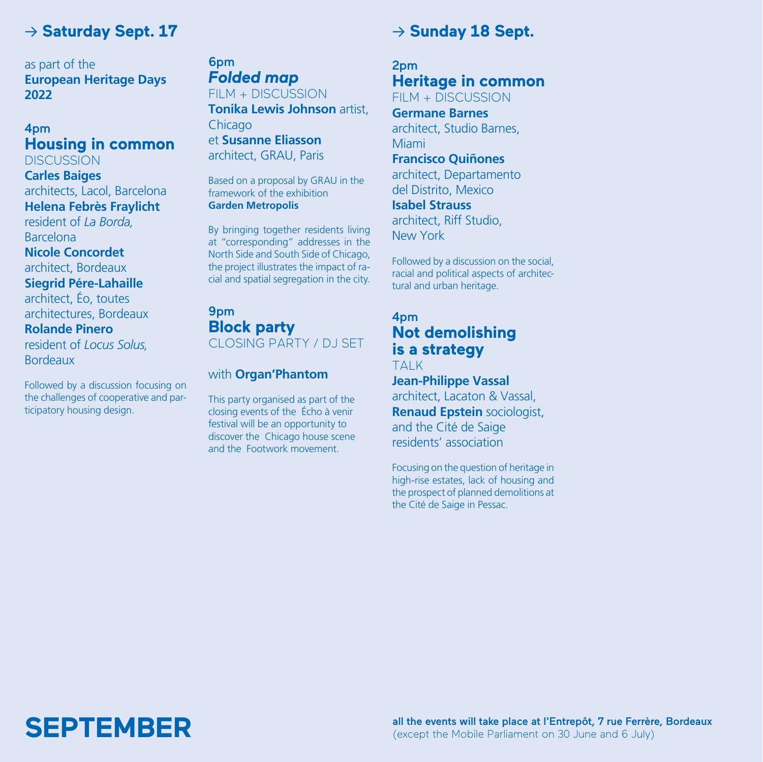## → Saturday Sept. 17

as part of the **European Heritage Days 2022**

### 4pm
### Housing in common
DISCUSSION

**Carles Baiges**
architects, Lacol, Barcelona
**Helena Febrès Fraylicht**
resident of *La Borda,* Barcelona
**Nicole Concordet**
architect, Bordeaux
**Siegrid Pére-Lahaille**
architect, Éo, toutes architectures, Bordeaux
**Rolande Pinero**
resident of *Locus Solus,* Bordeaux

Followed by a discussion focusing on the challenges of cooperative and participatory housing design.

### 6pm
### *Folded map*
FILM + DISCUSSION

**Tonika Lewis Johnson** artist, Chicago
et **Susanne Eliasson** architect, GRAU, Paris

Based on a proposal by GRAU in the framework of the exhibition **Garden Metropolis**

By bringing together residents living at "corresponding" addresses in the North Side and South Side of Chicago, the project illustrates the impact of racial and spatial segregation in the city.

### 9pm
### Block party
CLOSING PARTY / DJ SET

with **Organ'Phantom**

This party organised as part of the closing events of the Écho à venir festival will be an opportunity to discover the Chicago house scene and the Footwork movement.

## → Sunday 18 Sept.

### 2pm
### Heritage in common
FILM + DISCUSSION

**Germane Barnes**
architect, Studio Barnes, Miami
**Francisco Quiñones**
architect, Departamento del Distrito, Mexico
**Isabel Strauss**
architect, Riff Studio, New York

Followed by a discussion on the social, racial and political aspects of architectural and urban heritage.

### 4pm
### Not demolishing is a strategy
TALK

**Jean-Philippe Vassal**
architect, Lacaton & Vassal,
**Renaud Epstein** sociologist, and the Cité de Saige residents' association

Focusing on the question of heritage in high-rise estates, lack of housing and the prospect of planned demolitions at the Cité de Saige in Pessac.

# SEPTEMBER

**all the events will take place at l'Entrepôt, 7 rue Ferrère, Bordeaux**
(except the Mobile Parliament on 30 June and 6 July)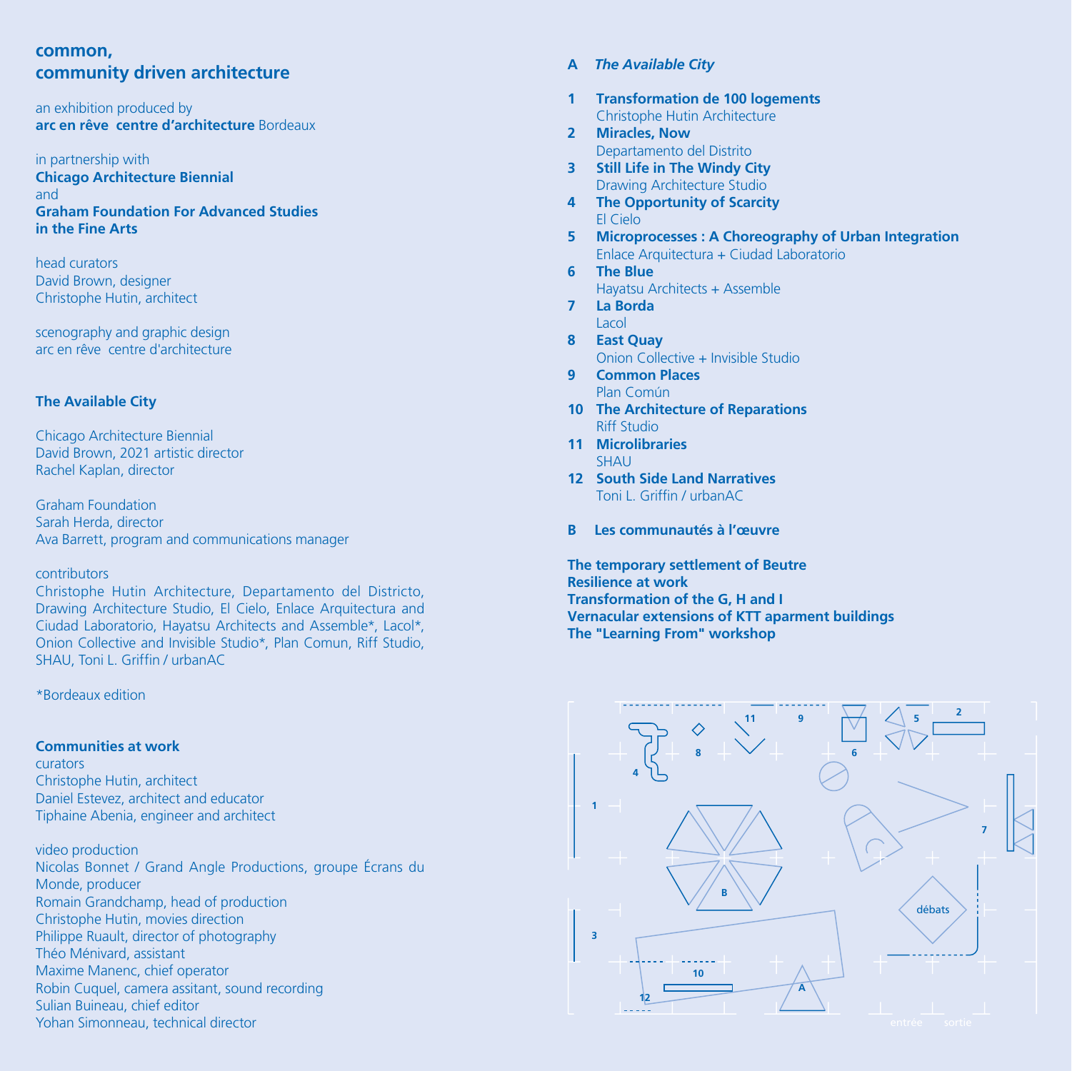## common, community driven architecture

an exhibition produced by
**arc en rêve centre d'architecture** Bordeaux

in partnership with
**Chicago Architecture Biennial**
and
**Graham Foundation For Advanced Studies in the Fine Arts**

head curators
David Brown, designer
Christophe Hutin, architect

scenography and graphic design
arc en rêve centre d'architecture

### The Available City

Chicago Architecture Biennial
David Brown, 2021 artistic director
Rachel Kaplan, director

Graham Foundation
Sarah Herda, director
Ava Barrett, program and communications manager

contributors
Christophe Hutin Architecture, Departamento del Districto, Drawing Architecture Studio, El Cielo, Enlace Arquitectura and Ciudad Laboratorio, Hayatsu Architects and Assemble*, Lacol*, Onion Collective and Invisible Studio*, Plan Comun, Riff Studio, SHAU, Toni L. Griffin / urbanAC

*Bordeaux edition

### Communities at work

curators
Christophe Hutin, architect
Daniel Estevez, architect and educator
Tiphaine Abenia, engineer and architect

video production
Nicolas Bonnet / Grand Angle Productions, groupe Écrans du Monde, producer
Romain Grandchamp, head of production
Christophe Hutin, movies direction
Philippe Ruault, director of photography
Théo Ménivard, assistant
Maxime Manenc, chief operator
Robin Cuquel, camera assitant, sound recording
Sulian Buineau, chief editor
Yohan Simonneau, technical director

**A** ***The Available City***

1. **Transformation de 100 logements**
   Christophe Hutin Architecture
2. **Miracles, Now**
   Departamento del Distrito
3. **Still Life in The Windy City**
   Drawing Architecture Studio
4. **The Opportunity of Scarcity**
   El Cielo
5. **Microprocesses : A Choreography of Urban Integration**
   Enlace Arquitectura + Ciudad Laboratorio
6. **The Blue**
   Hayatsu Architects + Assemble
7. **La Borda**
   Lacol
8. **East Quay**
   Onion Collective + Invisible Studio
9. **Common Places**
   Plan Común
10. **The Architecture of Reparations**
    Riff Studio
11. **Microlibraries**
    SHAU
12. **South Side Land Narratives**
    Toni L. Griffin / urbanAC

**B Les communautés à l'œuvre**

**The temporary settlement of Beutre**
**Resilience at work**
**Transformation of the G, H and I**
**Vernacular extensions of KTT aparment buildings**
**The "Learning From" workshop**

1 2 3 4 5 6 7 8 9 10 11 12 A B débats entrée sortie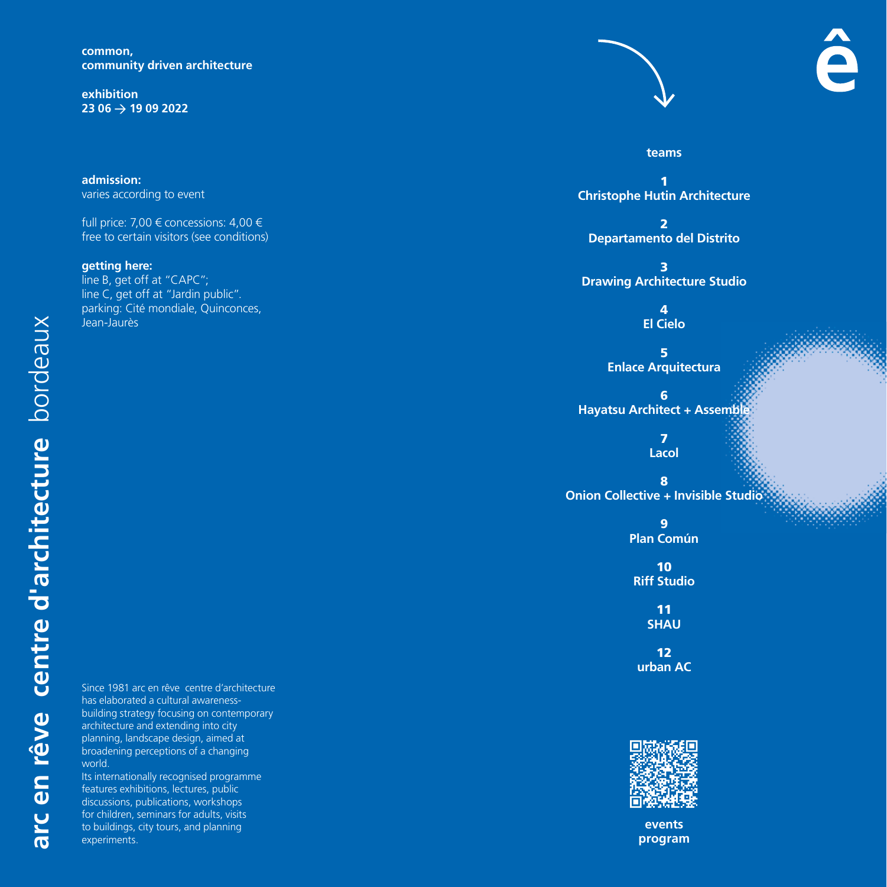**common,**
**community driven architecture**

**exhibition**
**23 06 → 19 09 2022**

**admission:**
varies according to event

full price: 7,00 € concessions: 4,00 €
free to certain visitors (see conditions)

**getting here:**
line B, get off at "CAPC";
line C, get off at "Jardin public".
parking: Cité mondiale, Quinconces, Jean-Jaurès

Since 1981 arc en rêve centre d'architecture has elaborated a cultural awareness-building strategy focusing on contemporary architecture and extending into city planning, landscape design, aimed at broadening perceptions of a changing world.
Its internationally recognised programme features exhibitions, lectures, public discussions, publications, workshops for children, seminars for adults, visits to buildings, city tours, and planning experiments.

**arc en rêve centre d'architecture** bordeaux

**teams**

**1**
**Christophe Hutin Architecture**

**2**
**Departamento del Distrito**

**3**
**Drawing Architecture Studio**

**4**
**El Cielo**

**5**
**Enlace Arquitectura**

**6**
**Hayatsu Architect + Assemble**

**7**
**Lacol**

**8**
**Onion Collective + Invisible Studio**

**9**
**Plan Común**

**10**
**Riff Studio**

**11**
**SHAU**

**12**
**urban AC**

**events**
**program**